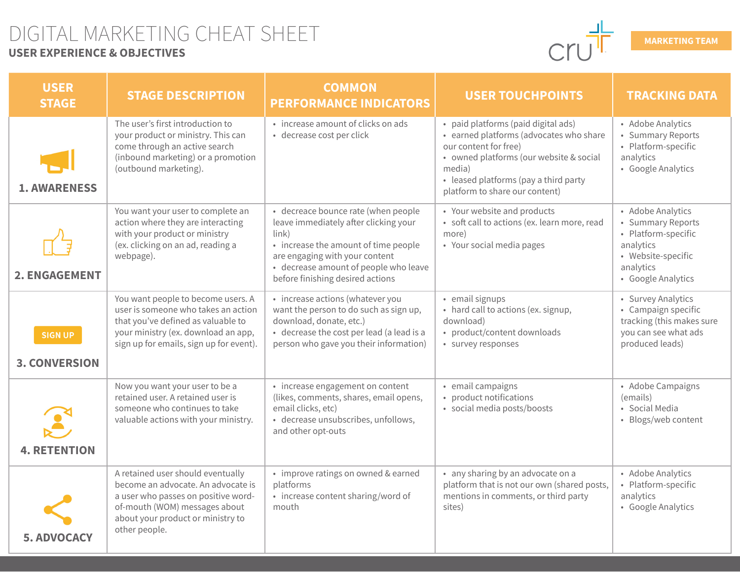# DIGITAL MARKETING CHEAT SHEET

## USER EXPERIENCE & OBJECTIVES

MARKETING TEAM

| USER STAGE | STAGE DESCRIPTION | COMMON PERFORMANCE INDICATORS | USER TOUCHPOINTS | TRACKING DATA |
|---|---|---|---|---|
| 1. AWARENESS | The user's first introduction to your product or ministry. This can come through an active search (inbound marketing) or a promotion (outbound marketing). | • increase amount of clicks on ads<br>• decrease cost per click | • paid platforms (paid digital ads)<br>• earned platforms (advocates who share our content for free)<br>• owned platforms (our website & social media)<br>• leased platforms (pay a third party platform to share our content) | • Adobe Analytics<br>• Summary Reports<br>• Platform-specific analytics<br>• Google Analytics |
| 2. ENGAGEMENT | You want your user to complete an action where they are interacting with your product or ministry (ex. clicking on an ad, reading a webpage). | • decreace bounce rate (when people leave immediately after clicking your link)<br>• increase the amount of time people are engaging with your content<br>• decrease amount of people who leave before finishing desired actions | • Your website and products<br>• soft call to actions (ex. learn more, read more)<br>• Your social media pages | • Adobe Analytics<br>• Summary Reports<br>• Platform-specific analytics<br>• Website-specific analytics<br>• Google Analytics |
| SIGN UP<br>3. CONVERSION | You want people to become users. A user is someone who takes an action that you've defined as valuable to your ministry (ex. download an app, sign up for emails, sign up for event). | • increase actions (whatever you want the person to do such as sign up, download, donate, etc.)<br>• decrease the cost per lead (a lead is a person who gave you their information) | • email signups<br>• hard call to actions (ex. signup, download)<br>• product/content downloads<br>• survey responses | • Survey Analytics<br>• Campaign specific tracking (this makes sure you can see what ads produced leads) |
| 4. RETENTION | Now you want your user to be a retained user. A retained user is someone who continues to take valuable actions with your ministry. | • increase engagement on content (likes, comments, shares, email opens, email clicks, etc)<br>• decrease unsubscribes, unfollows, and other opt-outs | • email campaigns<br>• product notifications<br>• social media posts/boosts | • Adobe Campaigns (emails)<br>• Social Media<br>• Blogs/web content |
| 5. ADVOCACY | A retained user should eventually become an advocate. An advocate is a user who passes on positive word-of-mouth (WOM) messages about about your product or ministry to other people. | • improve ratings on owned & earned platforms<br>• increase content sharing/word of mouth | • any sharing by an advocate on a platform that is not our own (shared posts, mentions in comments, or third party sites) | • Adobe Analytics<br>• Platform-specific analytics<br>• Google Analytics |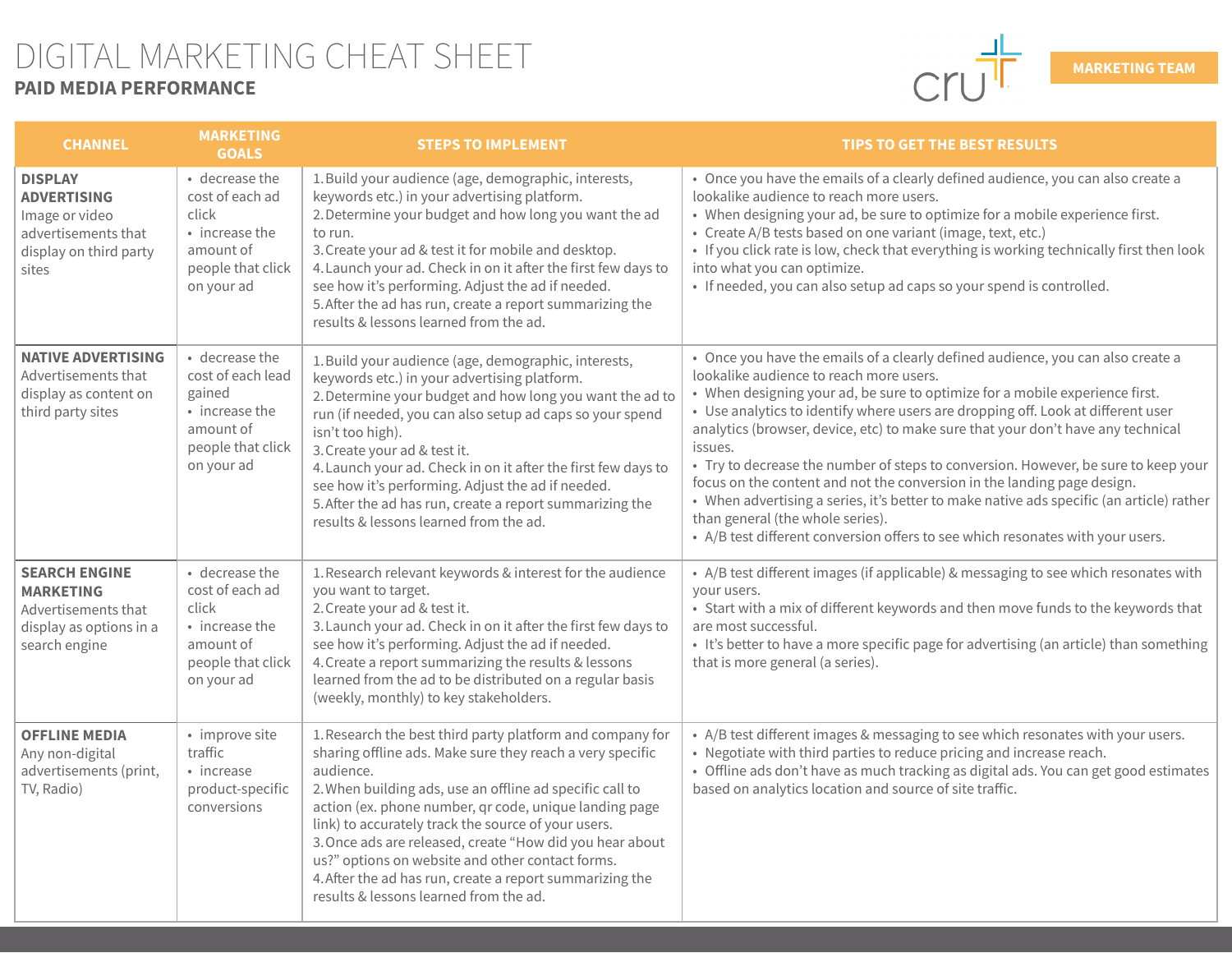# DIGITAL MARKETING CHEAT SHEET

## PAID MEDIA PERFORMANCE

MARKETING TEAM

| CHANNEL | MARKETING GOALS | STEPS TO IMPLEMENT | TIPS TO GET THE BEST RESULTS |
|---|---|---|---|
| **DISPLAY ADVERTISING** Image or video advertisements that display on third party sites | • decrease the cost of each ad click<br>• increase the amount of people that click on your ad | 1. Build your audience (age, demographic, interests, keywords etc.) in your advertising platform.<br>2. Determine your budget and how long you want the ad to run.<br>3. Create your ad & test it for mobile and desktop.<br>4. Launch your ad. Check in on it after the first few days to see how it's performing. Adjust the ad if needed.<br>5. After the ad has run, create a report summarizing the results & lessons learned from the ad. | • Once you have the emails of a clearly defined audience, you can also create a lookalike audience to reach more users.<br>• When designing your ad, be sure to optimize for a mobile experience first.<br>• Create A/B tests based on one variant (image, text, etc.)<br>• If you click rate is low, check that everything is working technically first then look into what you can optimize.<br>• If needed, you can also setup ad caps so your spend is controlled. |
| **NATIVE ADVERTISING** Advertisements that display as content on third party sites | • decrease the cost of each lead gained<br>• increase the amount of people that click on your ad | 1. Build your audience (age, demographic, interests, keywords etc.) in your advertising platform.<br>2. Determine your budget and how long you want the ad to run (if needed, you can also setup ad caps so your spend isn't too high).<br>3. Create your ad & test it.<br>4. Launch your ad. Check in on it after the first few days to see how it's performing. Adjust the ad if needed.<br>5. After the ad has run, create a report summarizing the results & lessons learned from the ad. | • Once you have the emails of a clearly defined audience, you can also create a lookalike audience to reach more users.<br>• When designing your ad, be sure to optimize for a mobile experience first.<br>• Use analytics to identify where users are dropping off. Look at different user analytics (browser, device, etc) to make sure that your don't have any technical issues.<br>• Try to decrease the number of steps to conversion. However, be sure to keep your focus on the content and not the conversion in the landing page design.<br>• When advertising a series, it's better to make native ads specific (an article) rather than general (the whole series).<br>• A/B test different conversion offers to see which resonates with your users. |
| **SEARCH ENGINE MARKETING** Advertisements that display as options in a search engine | • decrease the cost of each ad click<br>• increase the amount of people that click on your ad | 1. Research relevant keywords & interest for the audience you want to target.<br>2. Create your ad & test it.<br>3. Launch your ad. Check in on it after the first few days to see how it's performing. Adjust the ad if needed.<br>4. Create a report summarizing the results & lessons learned from the ad to be distributed on a regular basis (weekly, monthly) to key stakeholders. | • A/B test different images (if applicable) & messaging to see which resonates with your users.<br>• Start with a mix of different keywords and then move funds to the keywords that are most successful.<br>• It's better to have a more specific page for advertising (an article) than something that is more general (a series). |
| **OFFLINE MEDIA** Any non-digital advertisements (print, TV, Radio) | • improve site traffic<br>• increase product-specific conversions | 1. Research the best third party platform and company for sharing offline ads. Make sure they reach a very specific audience.<br>2. When building ads, use an offline ad specific call to action (ex. phone number, qr code, unique landing page link) to accurately track the source of your users.<br>3. Once ads are released, create "How did you hear about us?" options on website and other contact forms.<br>4. After the ad has run, create a report summarizing the results & lessons learned from the ad. | • A/B test different images & messaging to see which resonates with your users.<br>• Negotiate with third parties to reduce pricing and increase reach.<br>• Offline ads don't have as much tracking as digital ads. You can get good estimates based on analytics location and source of site traffic. |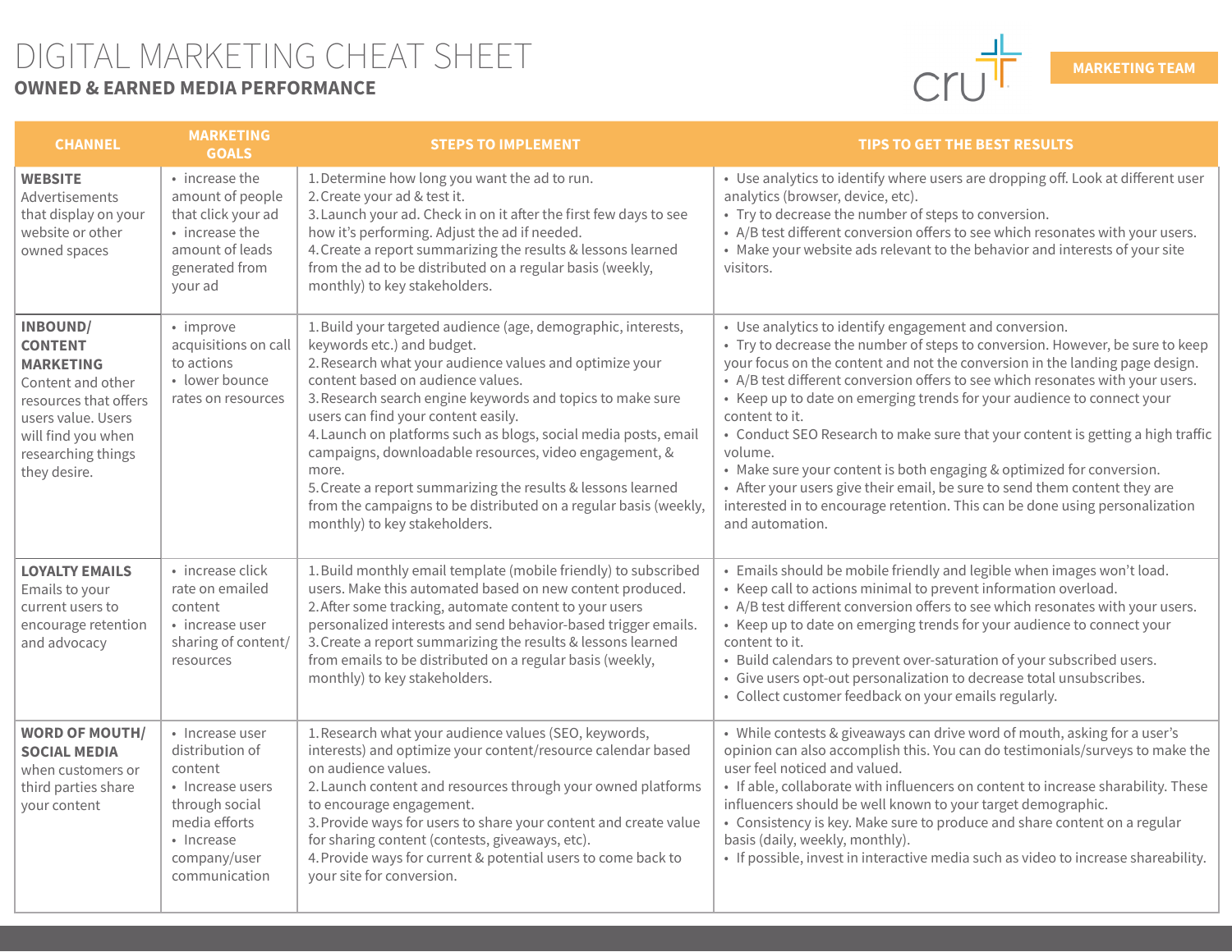# DIGITAL MARKETING CHEAT SHEET

## OWNED & EARNED MEDIA PERFORMANCE

cru

MARKETING TEAM

| CHANNEL | MARKETING GOALS | STEPS TO IMPLEMENT | TIPS TO GET THE BEST RESULTS |
|---|---|---|---|
| **WEBSITE** Advertisements that display on your website or other owned spaces | • increase the amount of people that click your ad<br>• increase the amount of leads generated from your ad | 1. Determine how long you want the ad to run.<br>2. Create your ad & test it.<br>3. Launch your ad. Check in on it after the first few days to see how it's performing. Adjust the ad if needed.<br>4. Create a report summarizing the results & lessons learned from the ad to be distributed on a regular basis (weekly, monthly) to key stakeholders. | • Use analytics to identify where users are dropping off. Look at different user analytics (browser, device, etc).<br>• Try to decrease the number of steps to conversion.<br>• A/B test different conversion offers to see which resonates with your users.<br>• Make your website ads relevant to the behavior and interests of your site visitors. |
| **INBOUND/ CONTENT MARKETING** Content and other resources that offers users value. Users will find you when researching things they desire. | • improve acquisitions on call to actions<br>• lower bounce rates on resources | 1. Build your targeted audience (age, demographic, interests, keywords etc.) and budget.<br>2. Research what your audience values and optimize your content based on audience values.<br>3. Research search engine keywords and topics to make sure users can find your content easily.<br>4. Launch on platforms such as blogs, social media posts, email campaigns, downloadable resources, video engagement, & more.<br>5. Create a report summarizing the results & lessons learned from the campaigns to be distributed on a regular basis (weekly, monthly) to key stakeholders. | • Use analytics to identify engagement and conversion.<br>• Try to decrease the number of steps to conversion. However, be sure to keep your focus on the content and not the conversion in the landing page design.<br>• A/B test different conversion offers to see which resonates with your users.<br>• Keep up to date on emerging trends for your audience to connect your content to it.<br>• Conduct SEO Research to make sure that your content is getting a high traffic volume.<br>• Make sure your content is both engaging & optimized for conversion.<br>• After your users give their email, be sure to send them content they are interested in to encourage retention. This can be done using personalization and automation. |
| **LOYALTY EMAILS** Emails to your current users to encourage retention and advocacy | • increase click rate on emailed content<br>• increase user sharing of content/ resources | 1. Build monthly email template (mobile friendly) to subscribed users. Make this automated based on new content produced.<br>2. After some tracking, automate content to your users personalized interests and send behavior-based trigger emails.<br>3. Create a report summarizing the results & lessons learned from emails to be distributed on a regular basis (weekly, monthly) to key stakeholders. | • Emails should be mobile friendly and legible when images won't load.<br>• Keep call to actions minimal to prevent information overload.<br>• A/B test different conversion offers to see which resonates with your users.<br>• Keep up to date on emerging trends for your audience to connect your content to it.<br>• Build calendars to prevent over-saturation of your subscribed users.<br>• Give users opt-out personalization to decrease total unsubscribes.<br>• Collect customer feedback on your emails regularly. |
| **WORD OF MOUTH/ SOCIAL MEDIA** when customers or third parties share your content | • Increase user distribution of content<br>• Increase users through social media efforts<br>• Increase company/user communication | 1. Research what your audience values (SEO, keywords, interests) and optimize your content/resource calendar based on audience values.<br>2. Launch content and resources through your owned platforms to encourage engagement.<br>3. Provide ways for users to share your content and create value for sharing content (contests, giveaways, etc).<br>4. Provide ways for current & potential users to come back to your site for conversion. | • While contests & giveaways can drive word of mouth, asking for a user's opinion can also accomplish this. You can do testimonials/surveys to make the user feel noticed and valued.<br>• If able, collaborate with influencers on content to increase sharability. These influencers should be well known to your target demographic.<br>• Consistency is key. Make sure to produce and share content on a regular basis (daily, weekly, monthly).<br>• If possible, invest in interactive media such as video to increase shareability. |